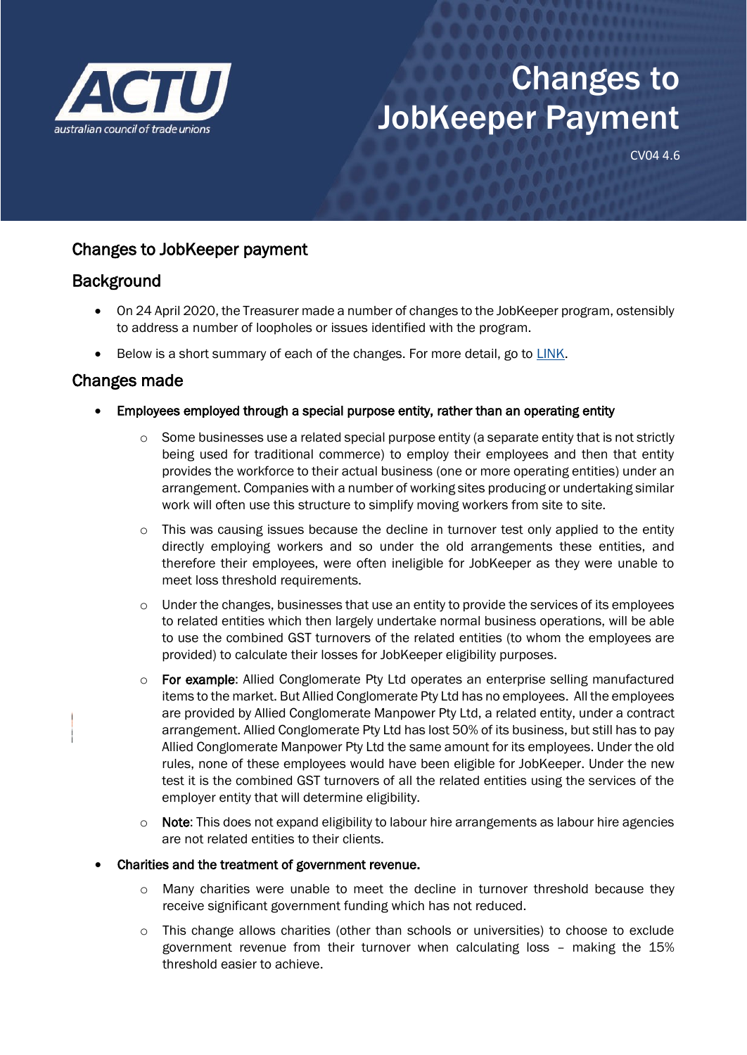# Changes to JobKeeper Payment

CV04 4.6

## Changes to JobKeeper payment

## Background

- On 24 April 2020, the Treasurer made a number of changes to the JobKeeper program, ostensibly to address a number of loopholes or issues identified with the program.
- Below is a short summary of each of the changes. For more detail, go to [LINK](LINK).

## Changes made

- **Employees employed through a special purpose entity, rather than an operating entity**
  - Some businesses use a related special purpose entity (a separate entity that is not strictly being used for traditional commerce) to employ their employees and then that entity provides the workforce to their actual business (one or more operating entities) under an arrangement. Companies with a number of working sites producing or undertaking similar work will often use this structure to simplify moving workers from site to site.
  - This was causing issues because the decline in turnover test only applied to the entity directly employing workers and so under the old arrangements these entities, and therefore their employees, were often ineligible for JobKeeper as they were unable to meet loss threshold requirements.
  - Under the changes, businesses that use an entity to provide the services of its employees to related entities which then largely undertake normal business operations, will be able to use the combined GST turnovers of the related entities (to whom the employees are provided) to calculate their losses for JobKeeper eligibility purposes.
  - **For example**: Allied Conglomerate Pty Ltd operates an enterprise selling manufactured items to the market. But Allied Conglomerate Pty Ltd has no employees. All the employees are provided by Allied Conglomerate Manpower Pty Ltd, a related entity, under a contract arrangement. Allied Conglomerate Pty Ltd has lost 50% of its business, but still has to pay Allied Conglomerate Manpower Pty Ltd the same amount for its employees. Under the old rules, none of these employees would have been eligible for JobKeeper. Under the new test it is the combined GST turnovers of all the related entities using the services of the employer entity that will determine eligibility.
  - **Note**: This does not expand eligibility to labour hire arrangements as labour hire agencies are not related entities to their clients.
- **Charities and the treatment of government revenue.**
  - Many charities were unable to meet the decline in turnover threshold because they receive significant government funding which has not reduced.
  - This change allows charities (other than schools or universities) to choose to exclude government revenue from their turnover when calculating loss – making the 15% threshold easier to achieve.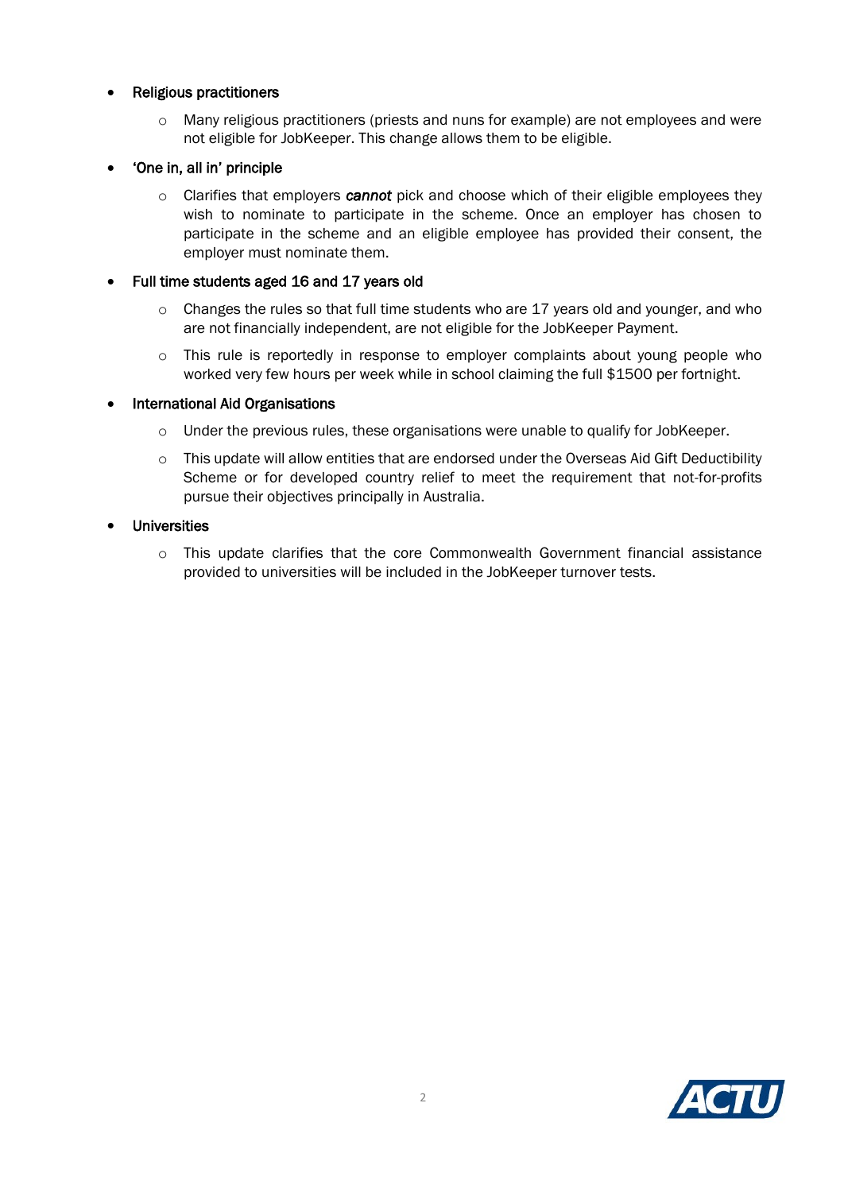- Religious practitioners
  - Many religious practitioners (priests and nuns for example) are not employees and were not eligible for JobKeeper. This change allows them to be eligible.
- 'One in, all in' principle
  - Clarifies that employers ***cannot*** pick and choose which of their eligible employees they wish to nominate to participate in the scheme. Once an employer has chosen to participate in the scheme and an eligible employee has provided their consent, the employer must nominate them.
- Full time students aged 16 and 17 years old
  - Changes the rules so that full time students who are 17 years old and younger, and who are not financially independent, are not eligible for the JobKeeper Payment.
  - This rule is reportedly in response to employer complaints about young people who worked very few hours per week while in school claiming the full $1500 per fortnight.
- International Aid Organisations
  - Under the previous rules, these organisations were unable to qualify for JobKeeper.
  - This update will allow entities that are endorsed under the Overseas Aid Gift Deductibility Scheme or for developed country relief to meet the requirement that not-for-profits pursue their objectives principally in Australia.
- Universities
  - This update clarifies that the core Commonwealth Government financial assistance provided to universities will be included in the JobKeeper turnover tests.